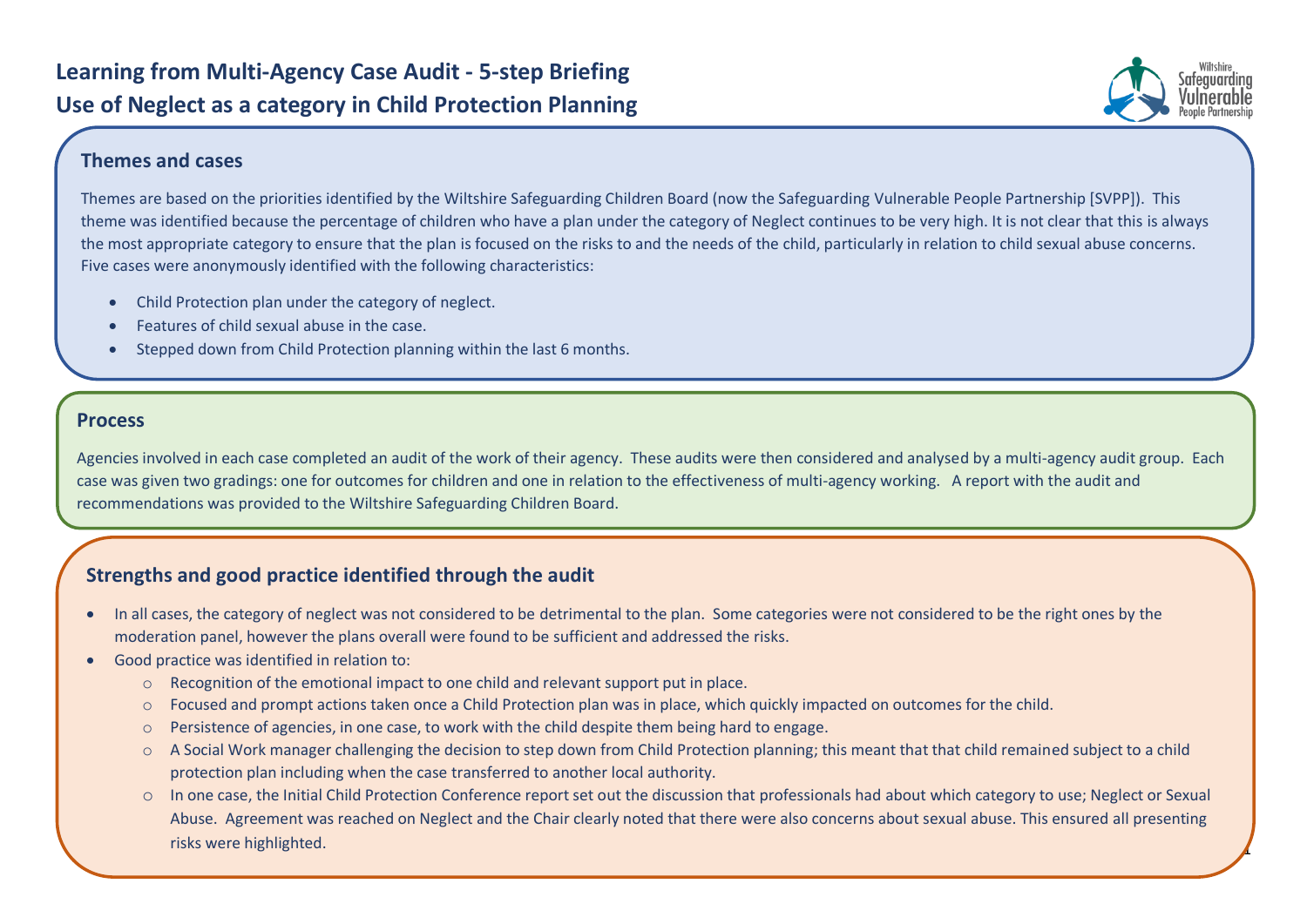# Learning from Multi-Agency Case Audit - 5-step Briefing
# Use of Neglect as a category in Child Protection Planning

## Themes and cases

Themes are based on the priorities identified by the Wiltshire Safeguarding Children Board (now the Safeguarding Vulnerable People Partnership [SVPP]). This theme was identified because the percentage of children who have a plan under the category of Neglect continues to be very high. It is not clear that this is always the most appropriate category to ensure that the plan is focused on the risks to and the needs of the child, particularly in relation to child sexual abuse concerns. Five cases were anonymously identified with the following characteristics:

- Child Protection plan under the category of neglect.
- Features of child sexual abuse in the case.
- Stepped down from Child Protection planning within the last 6 months.

## Process

Agencies involved in each case completed an audit of the work of their agency. These audits were then considered and analysed by a multi-agency audit group. Each case was given two gradings: one for outcomes for children and one in relation to the effectiveness of multi-agency working. A report with the audit and recommendations was provided to the Wiltshire Safeguarding Children Board.

## Strengths and good practice identified through the audit

- In all cases, the category of neglect was not considered to be detrimental to the plan. Some categories were not considered to be the right ones by the moderation panel, however the plans overall were found to be sufficient and addressed the risks.
- Good practice was identified in relation to:
  - Recognition of the emotional impact to one child and relevant support put in place.
  - Focused and prompt actions taken once a Child Protection plan was in place, which quickly impacted on outcomes for the child.
  - Persistence of agencies, in one case, to work with the child despite them being hard to engage.
  - A Social Work manager challenging the decision to step down from Child Protection planning; this meant that that child remained subject to a child protection plan including when the case transferred to another local authority.
  - In one case, the Initial Child Protection Conference report set out the discussion that professionals had about which category to use; Neglect or Sexual Abuse. Agreement was reached on Neglect and the Chair clearly noted that there were also concerns about sexual abuse. This ensured all presenting risks were highlighted.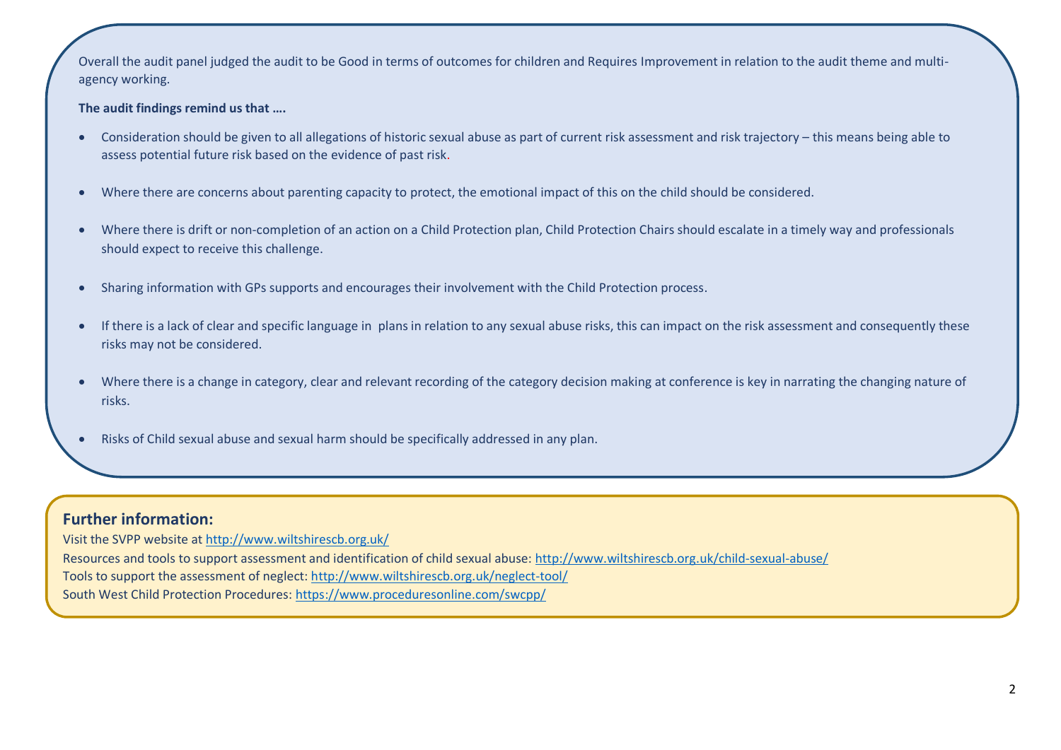Overall the audit panel judged the audit to be Good in terms of outcomes for children and Requires Improvement in relation to the audit theme and multi-agency working.

**The audit findings remind us that ….**

- Consideration should be given to all allegations of historic sexual abuse as part of current risk assessment and risk trajectory – this means being able to assess potential future risk based on the evidence of past risk.
- Where there are concerns about parenting capacity to protect, the emotional impact of this on the child should be considered.
- Where there is drift or non-completion of an action on a Child Protection plan, Child Protection Chairs should escalate in a timely way and professionals should expect to receive this challenge.
- Sharing information with GPs supports and encourages their involvement with the Child Protection process.
- If there is a lack of clear and specific language in plans in relation to any sexual abuse risks, this can impact on the risk assessment and consequently these risks may not be considered.
- Where there is a change in category, clear and relevant recording of the category decision making at conference is key in narrating the changing nature of risks.
- Risks of Child sexual abuse and sexual harm should be specifically addressed in any plan.

## Further information:

Visit the SVPP website at http://www.wiltshirescb.org.uk/
Resources and tools to support assessment and identification of child sexual abuse: http://www.wiltshirescb.org.uk/child-sexual-abuse/
Tools to support the assessment of neglect: http://www.wiltshirescb.org.uk/neglect-tool/
South West Child Protection Procedures: https://www.proceduresonline.com/swcpp/